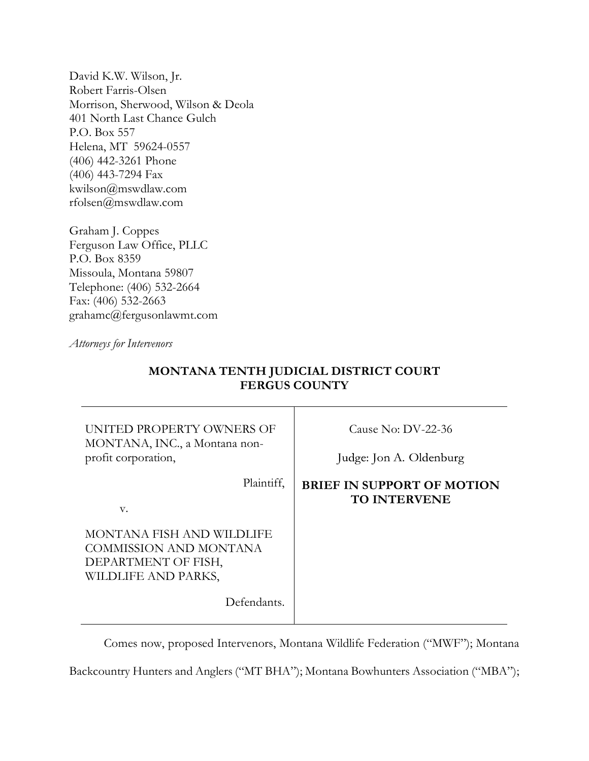David K.W. Wilson, Jr.
Robert Farris-Olsen
Morrison, Sherwood, Wilson & Deola
401 North Last Chance Gulch
P.O. Box 557
Helena, MT 59624-0557
(406) 442-3261 Phone
(406) 443-7294 Fax
kwilson@mswdlaw.com
rfolsen@mswdlaw.com

Graham J. Coppes
Ferguson Law Office, PLLC
P.O. Box 8359
Missoula, Montana 59807
Telephone: (406) 532-2664
Fax: (406) 532-2663
grahamc@fergusonlawmt.com

*Attorneys for Intervenors*

**MONTANA TENTH JUDICIAL DISTRICT COURT**
**FERGUS COUNTY**

| | |
|---|---|
| UNITED PROPERTY OWNERS OF MONTANA, INC., a Montana non-profit corporation,<br><br>Plaintiff,<br><br>v.<br><br>MONTANA FISH AND WILDLIFE COMMISSION AND MONTANA DEPARTMENT OF FISH, WILDLIFE AND PARKS,<br><br>Defendants. | Cause No: DV-22-36<br><br>Judge: Jon A. Oldenburg<br><br>**BRIEF IN SUPPORT OF MOTION TO INTERVENE** |

Comes now, proposed Intervenors, Montana Wildlife Federation ("MWF"); Montana Backcountry Hunters and Anglers ("MT BHA"); Montana Bowhunters Association ("MBA");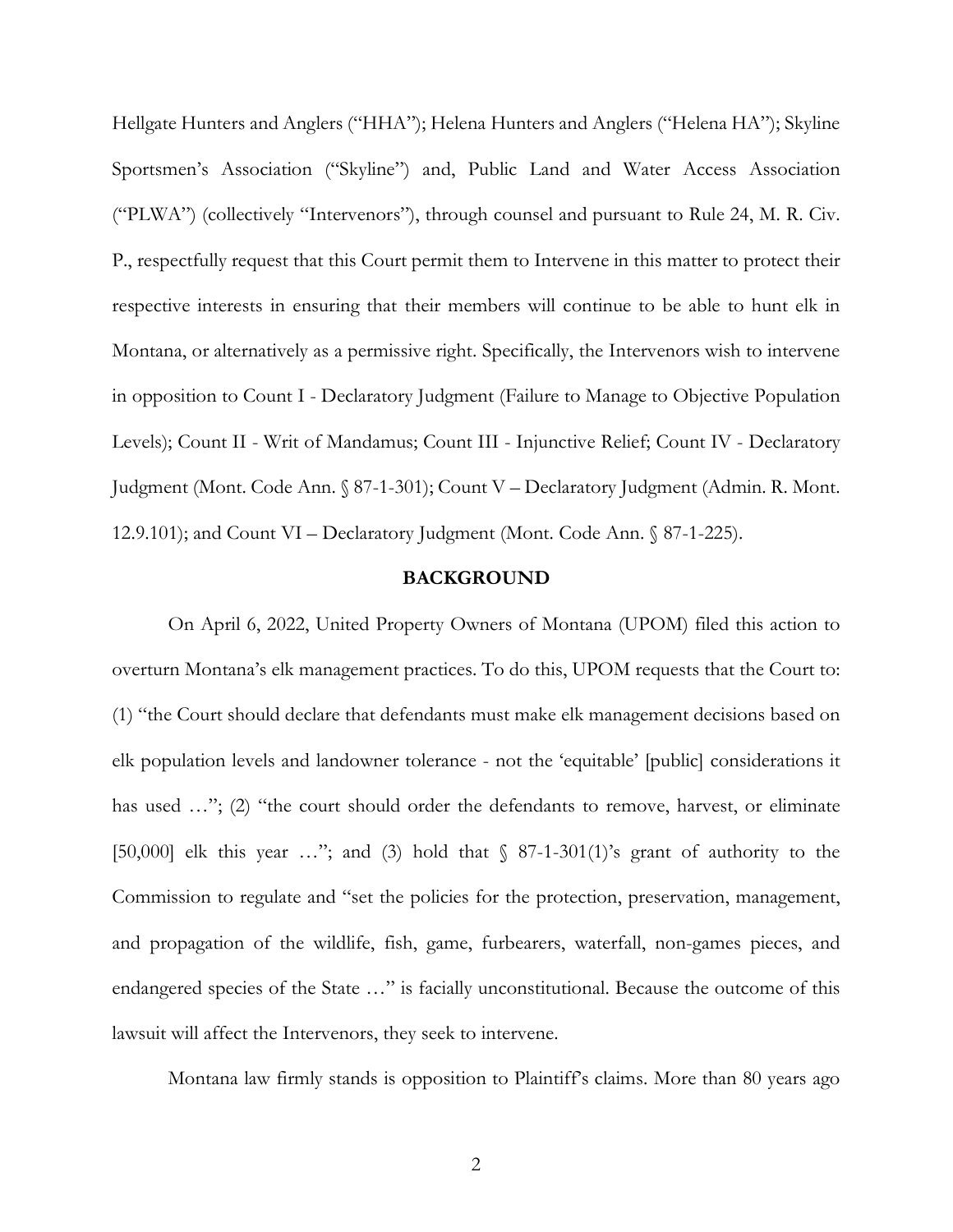Hellgate Hunters and Anglers ("HHA"); Helena Hunters and Anglers ("Helena HA"); Skyline Sportsmen's Association ("Skyline") and, Public Land and Water Access Association ("PLWA") (collectively "Intervenors"), through counsel and pursuant to Rule 24, M. R. Civ. P., respectfully request that this Court permit them to Intervene in this matter to protect their respective interests in ensuring that their members will continue to be able to hunt elk in Montana, or alternatively as a permissive right. Specifically, the Intervenors wish to intervene in opposition to Count I - Declaratory Judgment (Failure to Manage to Objective Population Levels); Count II - Writ of Mandamus; Count III - Injunctive Relief; Count IV - Declaratory Judgment (Mont. Code Ann. § 87-1-301); Count V – Declaratory Judgment (Admin. R. Mont. 12.9.101); and Count VI – Declaratory Judgment (Mont. Code Ann. § 87-1-225).

**BACKGROUND**

On April 6, 2022, United Property Owners of Montana (UPOM) filed this action to overturn Montana's elk management practices. To do this, UPOM requests that the Court to: (1) "the Court should declare that defendants must make elk management decisions based on elk population levels and landowner tolerance - not the 'equitable' [public] considerations it has used …"; (2) "the court should order the defendants to remove, harvest, or eliminate [50,000] elk this year …"; and (3) hold that § 87-1-301(1)'s grant of authority to the Commission to regulate and "set the policies for the protection, preservation, management, and propagation of the wildlife, fish, game, furbearers, waterfall, non-games pieces, and endangered species of the State …" is facially unconstitutional. Because the outcome of this lawsuit will affect the Intervenors, they seek to intervene.

Montana law firmly stands is opposition to Plaintiff's claims. More than 80 years ago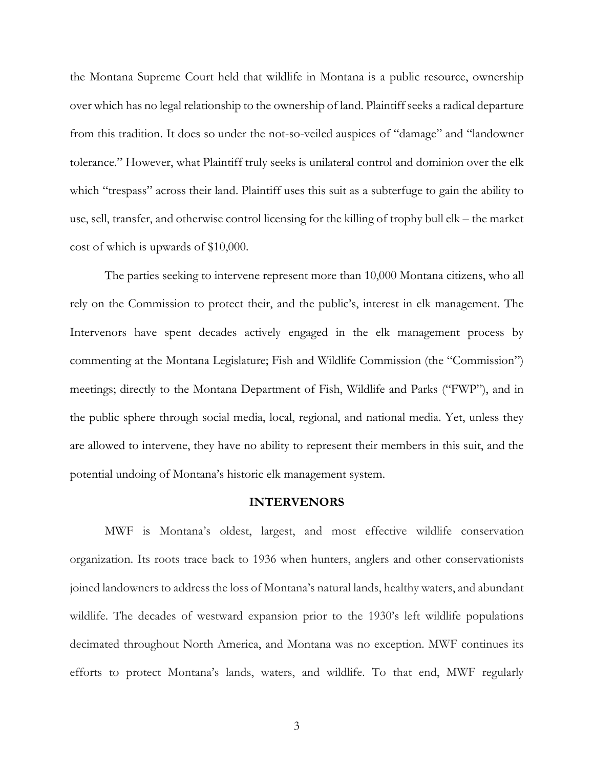the Montana Supreme Court held that wildlife in Montana is a public resource, ownership over which has no legal relationship to the ownership of land. Plaintiff seeks a radical departure from this tradition. It does so under the not-so-veiled auspices of "damage" and "landowner tolerance." However, what Plaintiff truly seeks is unilateral control and dominion over the elk which "trespass" across their land. Plaintiff uses this suit as a subterfuge to gain the ability to use, sell, transfer, and otherwise control licensing for the killing of trophy bull elk – the market cost of which is upwards of $10,000.

The parties seeking to intervene represent more than 10,000 Montana citizens, who all rely on the Commission to protect their, and the public's, interest in elk management. The Intervenors have spent decades actively engaged in the elk management process by commenting at the Montana Legislature; Fish and Wildlife Commission (the "Commission") meetings; directly to the Montana Department of Fish, Wildlife and Parks ("FWP"), and in the public sphere through social media, local, regional, and national media. Yet, unless they are allowed to intervene, they have no ability to represent their members in this suit, and the potential undoing of Montana's historic elk management system.

## INTERVENORS

MWF is Montana's oldest, largest, and most effective wildlife conservation organization. Its roots trace back to 1936 when hunters, anglers and other conservationists joined landowners to address the loss of Montana's natural lands, healthy waters, and abundant wildlife. The decades of westward expansion prior to the 1930's left wildlife populations decimated throughout North America, and Montana was no exception. MWF continues its efforts to protect Montana's lands, waters, and wildlife. To that end, MWF regularly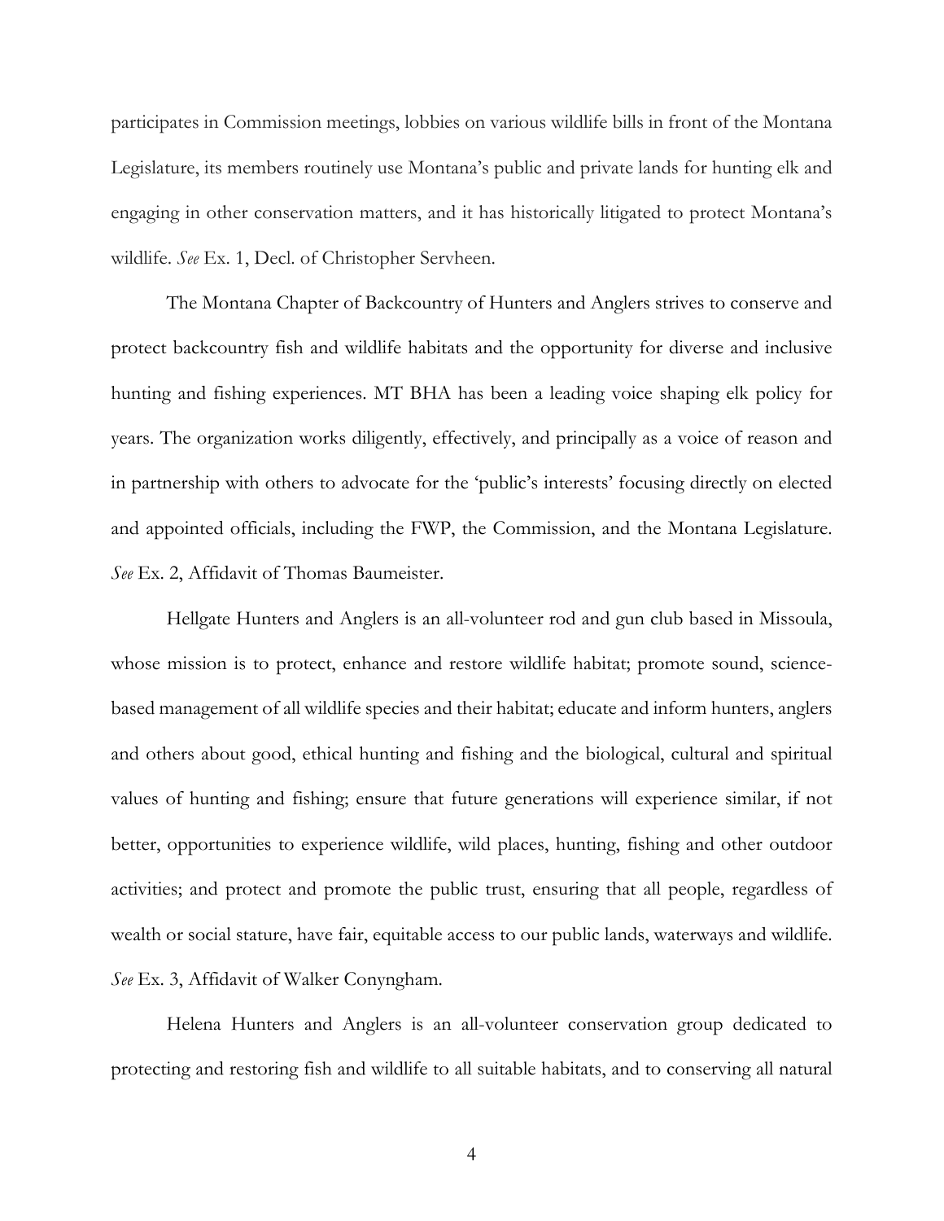participates in Commission meetings, lobbies on various wildlife bills in front of the Montana Legislature, its members routinely use Montana's public and private lands for hunting elk and engaging in other conservation matters, and it has historically litigated to protect Montana's wildlife. *See* Ex. 1, Decl. of Christopher Servheen.

The Montana Chapter of Backcountry of Hunters and Anglers strives to conserve and protect backcountry fish and wildlife habitats and the opportunity for diverse and inclusive hunting and fishing experiences. MT BHA has been a leading voice shaping elk policy for years. The organization works diligently, effectively, and principally as a voice of reason and in partnership with others to advocate for the 'public's interests' focusing directly on elected and appointed officials, including the FWP, the Commission, and the Montana Legislature. *See* Ex. 2, Affidavit of Thomas Baumeister.

Hellgate Hunters and Anglers is an all-volunteer rod and gun club based in Missoula, whose mission is to protect, enhance and restore wildlife habitat; promote sound, science-based management of all wildlife species and their habitat; educate and inform hunters, anglers and others about good, ethical hunting and fishing and the biological, cultural and spiritual values of hunting and fishing; ensure that future generations will experience similar, if not better, opportunities to experience wildlife, wild places, hunting, fishing and other outdoor activities; and protect and promote the public trust, ensuring that all people, regardless of wealth or social stature, have fair, equitable access to our public lands, waterways and wildlife. *See* Ex. 3, Affidavit of Walker Conyngham.

Helena Hunters and Anglers is an all-volunteer conservation group dedicated to protecting and restoring fish and wildlife to all suitable habitats, and to conserving all natural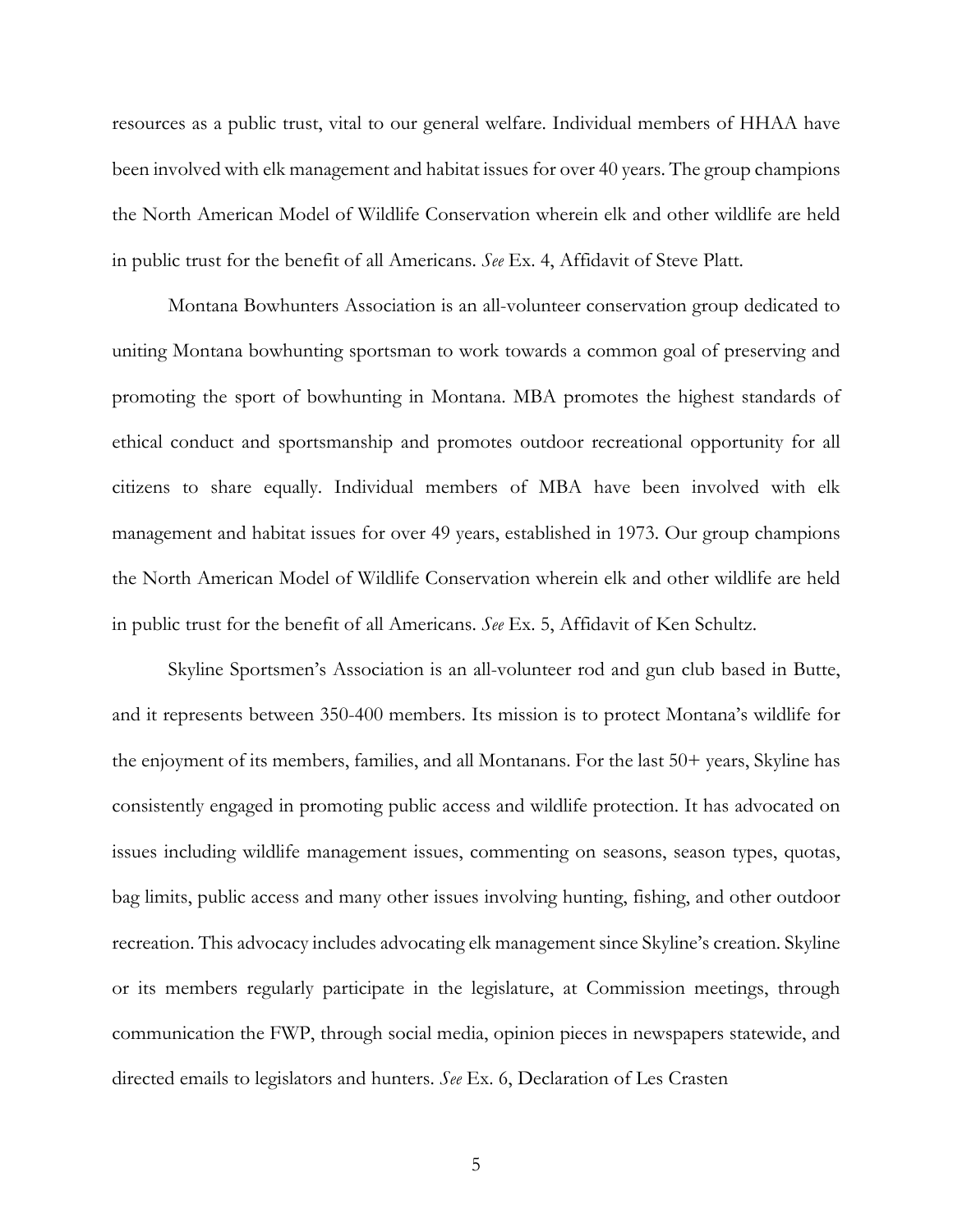resources as a public trust, vital to our general welfare. Individual members of HHAA have been involved with elk management and habitat issues for over 40 years. The group champions the North American Model of Wildlife Conservation wherein elk and other wildlife are held in public trust for the benefit of all Americans. *See* Ex. 4, Affidavit of Steve Platt.

Montana Bowhunters Association is an all-volunteer conservation group dedicated to uniting Montana bowhunting sportsman to work towards a common goal of preserving and promoting the sport of bowhunting in Montana. MBA promotes the highest standards of ethical conduct and sportsmanship and promotes outdoor recreational opportunity for all citizens to share equally. Individual members of MBA have been involved with elk management and habitat issues for over 49 years, established in 1973. Our group champions the North American Model of Wildlife Conservation wherein elk and other wildlife are held in public trust for the benefit of all Americans. *See* Ex. 5, Affidavit of Ken Schultz.

Skyline Sportsmen's Association is an all-volunteer rod and gun club based in Butte, and it represents between 350-400 members. Its mission is to protect Montana's wildlife for the enjoyment of its members, families, and all Montanans. For the last 50+ years, Skyline has consistently engaged in promoting public access and wildlife protection. It has advocated on issues including wildlife management issues, commenting on seasons, season types, quotas, bag limits, public access and many other issues involving hunting, fishing, and other outdoor recreation. This advocacy includes advocating elk management since Skyline's creation. Skyline or its members regularly participate in the legislature, at Commission meetings, through communication the FWP, through social media, opinion pieces in newspapers statewide, and directed emails to legislators and hunters. *See* Ex. 6, Declaration of Les Crasten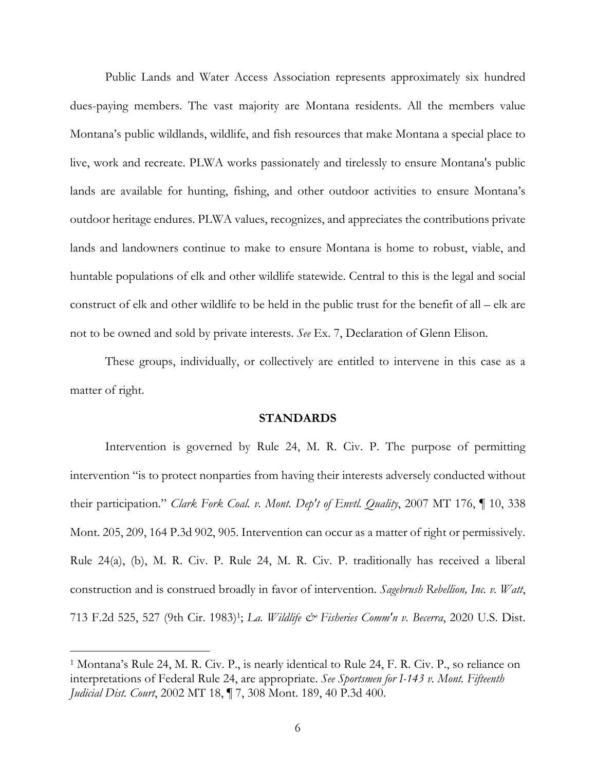Public Lands and Water Access Association represents approximately six hundred dues-paying members. The vast majority are Montana residents. All the members value Montana's public wildlands, wildlife, and fish resources that make Montana a special place to live, work and recreate. PLWA works passionately and tirelessly to ensure Montana's public lands are available for hunting, fishing, and other outdoor activities to ensure Montana's outdoor heritage endures. PLWA values, recognizes, and appreciates the contributions private lands and landowners continue to make to ensure Montana is home to robust, viable, and huntable populations of elk and other wildlife statewide. Central to this is the legal and social construct of elk and other wildlife to be held in the public trust for the benefit of all – elk are not to be owned and sold by private interests. *See* Ex. 7, Declaration of Glenn Elison.

These groups, individually, or collectively are entitled to intervene in this case as a matter of right.

## STANDARDS

Intervention is governed by Rule 24, M. R. Civ. P. The purpose of permitting intervention "is to protect nonparties from having their interests adversely conducted without their participation." *Clark Fork Coal. v. Mont. Dep't of Envtl. Quality*, 2007 MT 176, ¶ 10, 338 Mont. 205, 209, 164 P.3d 902, 905. Intervention can occur as a matter of right or permissively. Rule 24(a), (b), M. R. Civ. P. Rule 24, M. R. Civ. P. traditionally has received a liberal construction and is construed broadly in favor of intervention. *Sagebrush Rebellion, Inc. v. Watt*, 713 F.2d 525, 527 (9th Cir. 1983)[1]; *La. Wildlife & Fisheries Comm'n v. Becerra*, 2020 U.S. Dist.

[1] Montana's Rule 24, M. R. Civ. P., is nearly identical to Rule 24, F. R. Civ. P., so reliance on interpretations of Federal Rule 24, are appropriate. *See Sportsmen for I-143 v. Mont. Fifteenth Judicial Dist. Court*, 2002 MT 18, ¶ 7, 308 Mont. 189, 40 P.3d 400.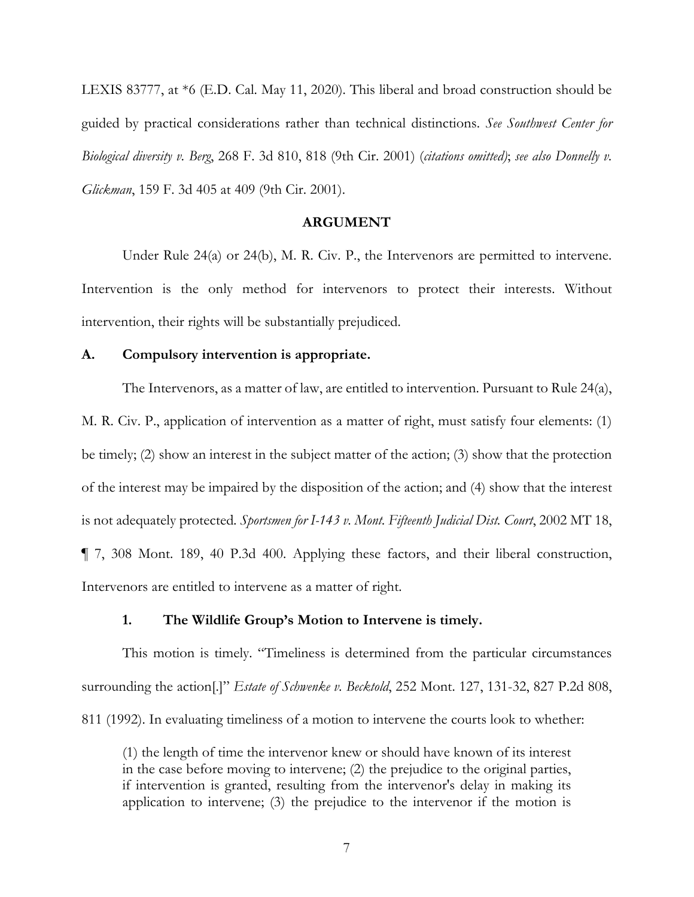LEXIS 83777, at *6 (E.D. Cal. May 11, 2020). This liberal and broad construction should be guided by practical considerations rather than technical distinctions. *See Southwest Center for Biological diversity v. Berg*, 268 F. 3d 810, 818 (9th Cir. 2001) (*citations omitted*); *see also Donnelly v. Glickman*, 159 F. 3d 405 at 409 (9th Cir. 2001).

## ARGUMENT

Under Rule 24(a) or 24(b), M. R. Civ. P., the Intervenors are permitted to intervene. Intervention is the only method for intervenors to protect their interests. Without intervention, their rights will be substantially prejudiced.

### A. Compulsory intervention is appropriate.

The Intervenors, as a matter of law, are entitled to intervention. Pursuant to Rule 24(a), M. R. Civ. P., application of intervention as a matter of right, must satisfy four elements: (1) be timely; (2) show an interest in the subject matter of the action; (3) show that the protection of the interest may be impaired by the disposition of the action; and (4) show that the interest is not adequately protected. *Sportsmen for I-143 v. Mont. Fifteenth Judicial Dist. Court*, 2002 MT 18, ¶ 7, 308 Mont. 189, 40 P.3d 400. Applying these factors, and their liberal construction, Intervenors are entitled to intervene as a matter of right.

#### 1. The Wildlife Group's Motion to Intervene is timely.

This motion is timely. "Timeliness is determined from the particular circumstances surrounding the action[.]" *Estate of Schwenke v. Becktold*, 252 Mont. 127, 131-32, 827 P.2d 808, 811 (1992). In evaluating timeliness of a motion to intervene the courts look to whether:

> (1) the length of time the intervenor knew or should have known of its interest in the case before moving to intervene; (2) the prejudice to the original parties, if intervention is granted, resulting from the intervenor's delay in making its application to intervene; (3) the prejudice to the intervenor if the motion is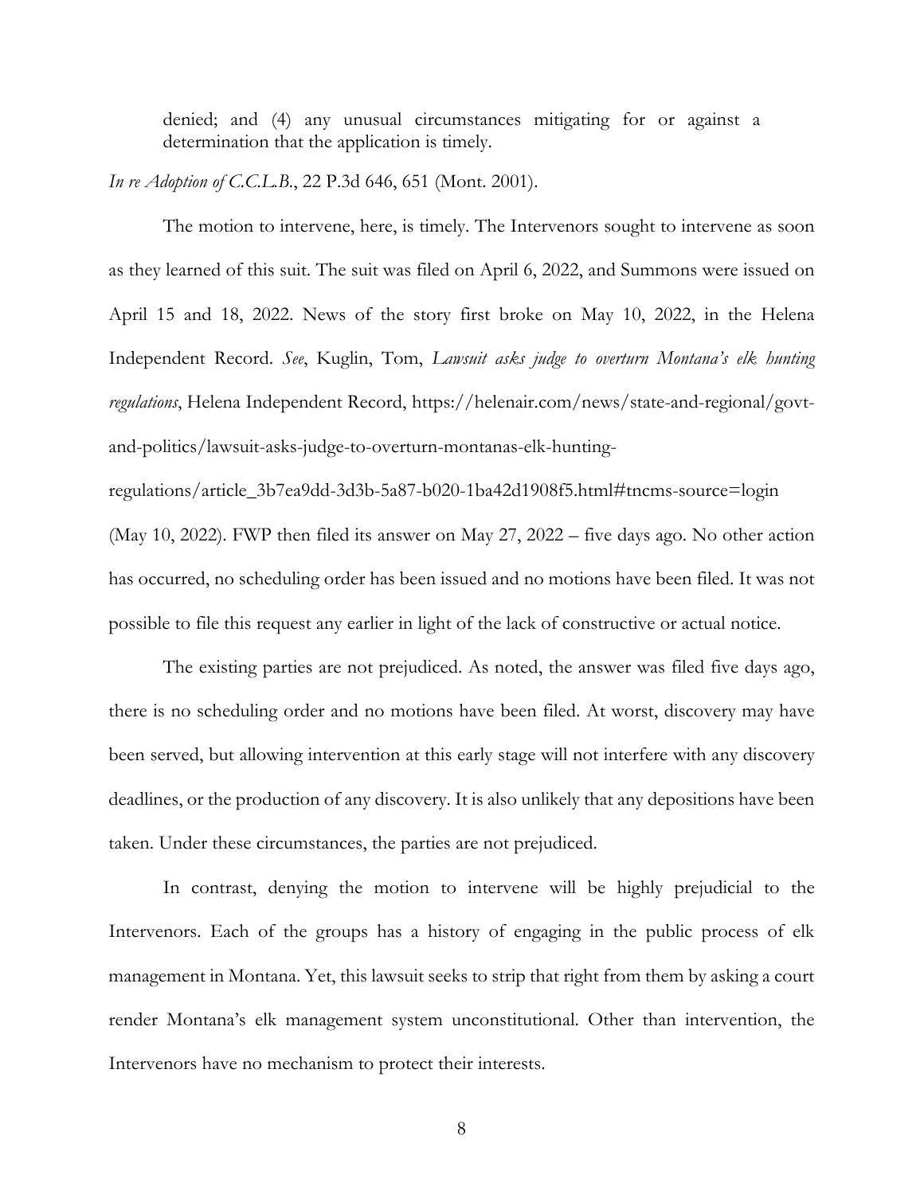denied; and (4) any unusual circumstances mitigating for or against a determination that the application is timely.

*In re Adoption of C.C.L.B.*, 22 P.3d 646, 651 (Mont. 2001).

The motion to intervene, here, is timely. The Intervenors sought to intervene as soon as they learned of this suit. The suit was filed on April 6, 2022, and Summons were issued on April 15 and 18, 2022. News of the story first broke on May 10, 2022, in the Helena Independent Record. *See*, Kuglin, Tom, *Lawsuit asks judge to overturn Montana's elk hunting regulations*, Helena Independent Record, https://helenair.com/news/state-and-regional/govt-and-politics/lawsuit-asks-judge-to-overturn-montanas-elk-hunting-regulations/article_3b7ea9dd-3d3b-5a87-b020-1ba42d1908f5.html#tncms-source=login (May 10, 2022). FWP then filed its answer on May 27, 2022 – five days ago. No other action has occurred, no scheduling order has been issued and no motions have been filed. It was not possible to file this request any earlier in light of the lack of constructive or actual notice.

The existing parties are not prejudiced. As noted, the answer was filed five days ago, there is no scheduling order and no motions have been filed. At worst, discovery may have been served, but allowing intervention at this early stage will not interfere with any discovery deadlines, or the production of any discovery. It is also unlikely that any depositions have been taken. Under these circumstances, the parties are not prejudiced.

In contrast, denying the motion to intervene will be highly prejudicial to the Intervenors. Each of the groups has a history of engaging in the public process of elk management in Montana. Yet, this lawsuit seeks to strip that right from them by asking a court render Montana's elk management system unconstitutional. Other than intervention, the Intervenors have no mechanism to protect their interests.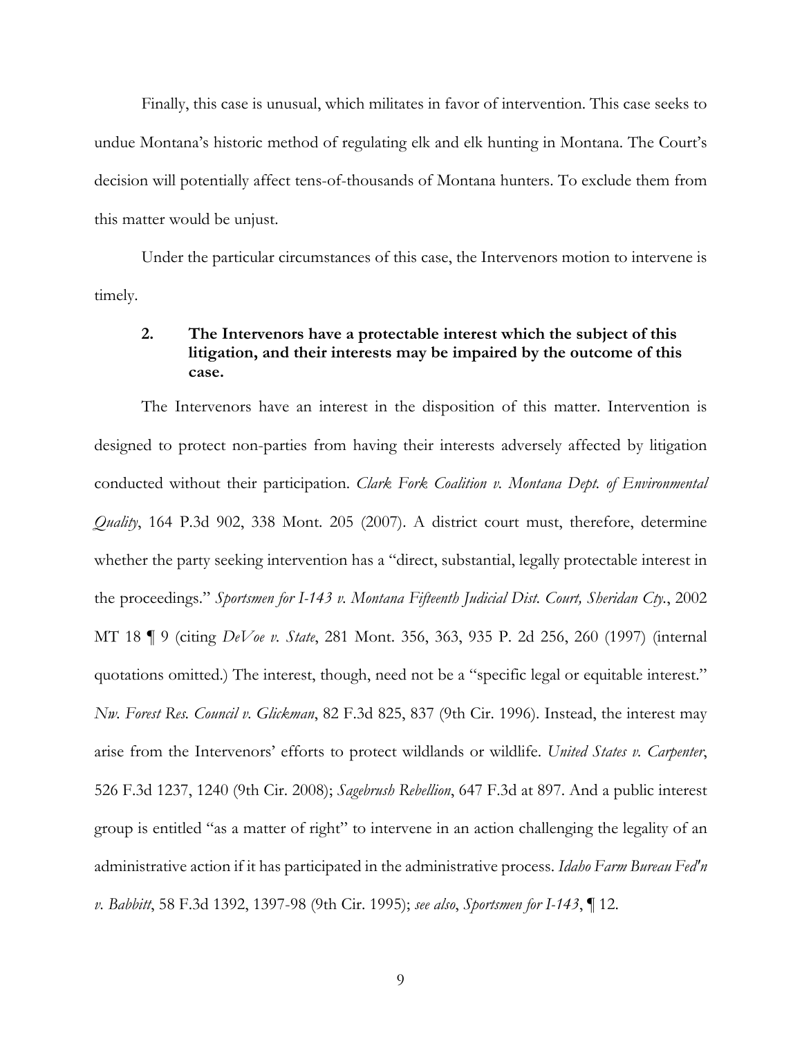Finally, this case is unusual, which militates in favor of intervention. This case seeks to undue Montana's historic method of regulating elk and elk hunting in Montana. The Court's decision will potentially affect tens-of-thousands of Montana hunters. To exclude them from this matter would be unjust.

Under the particular circumstances of this case, the Intervenors motion to intervene is timely.

### 2. The Intervenors have a protectable interest which the subject of this litigation, and their interests may be impaired by the outcome of this case.

The Intervenors have an interest in the disposition of this matter. Intervention is designed to protect non-parties from having their interests adversely affected by litigation conducted without their participation. *Clark Fork Coalition v. Montana Dept. of Environmental Quality*, 164 P.3d 902, 338 Mont. 205 (2007). A district court must, therefore, determine whether the party seeking intervention has a "direct, substantial, legally protectable interest in the proceedings." *Sportsmen for I-143 v. Montana Fifteenth Judicial Dist. Court, Sheridan Cty.*, 2002 MT 18 ¶ 9 (citing *DeVoe v. State*, 281 Mont. 356, 363, 935 P. 2d 256, 260 (1997) (internal quotations omitted.) The interest, though, need not be a "specific legal or equitable interest." *Nw. Forest Res. Council v. Glickman*, 82 F.3d 825, 837 (9th Cir. 1996). Instead, the interest may arise from the Intervenors' efforts to protect wildlands or wildlife. *United States v. Carpenter*, 526 F.3d 1237, 1240 (9th Cir. 2008); *Sagebrush Rebellion*, 647 F.3d at 897. And a public interest group is entitled "as a matter of right" to intervene in an action challenging the legality of an administrative action if it has participated in the administrative process. *Idaho Farm Bureau Fed'n v. Babbitt*, 58 F.3d 1392, 1397-98 (9th Cir. 1995); *see also*, *Sportsmen for I-143*, ¶ 12.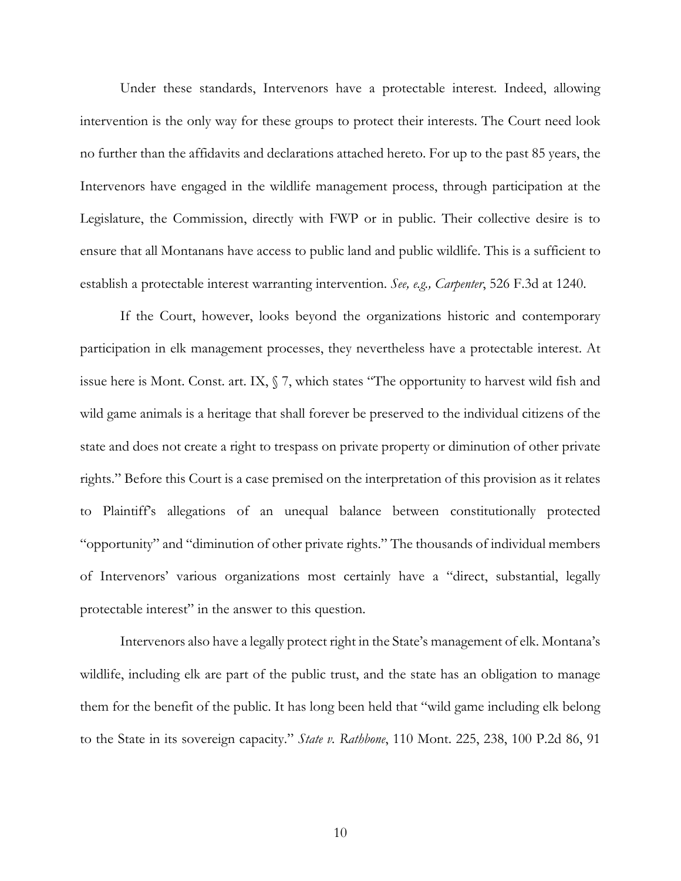Under these standards, Intervenors have a protectable interest. Indeed, allowing intervention is the only way for these groups to protect their interests. The Court need look no further than the affidavits and declarations attached hereto. For up to the past 85 years, the Intervenors have engaged in the wildlife management process, through participation at the Legislature, the Commission, directly with FWP or in public. Their collective desire is to ensure that all Montanans have access to public land and public wildlife. This is a sufficient to establish a protectable interest warranting intervention. *See, e.g., Carpenter*, 526 F.3d at 1240.

If the Court, however, looks beyond the organizations historic and contemporary participation in elk management processes, they nevertheless have a protectable interest. At issue here is Mont. Const. art. IX, § 7, which states "The opportunity to harvest wild fish and wild game animals is a heritage that shall forever be preserved to the individual citizens of the state and does not create a right to trespass on private property or diminution of other private rights." Before this Court is a case premised on the interpretation of this provision as it relates to Plaintiff's allegations of an unequal balance between constitutionally protected "opportunity" and "diminution of other private rights." The thousands of individual members of Intervenors' various organizations most certainly have a "direct, substantial, legally protectable interest" in the answer to this question.

Intervenors also have a legally protect right in the State's management of elk. Montana's wildlife, including elk are part of the public trust, and the state has an obligation to manage them for the benefit of the public. It has long been held that "wild game including elk belong to the State in its sovereign capacity." *State v. Rathbone*, 110 Mont. 225, 238, 100 P.2d 86, 91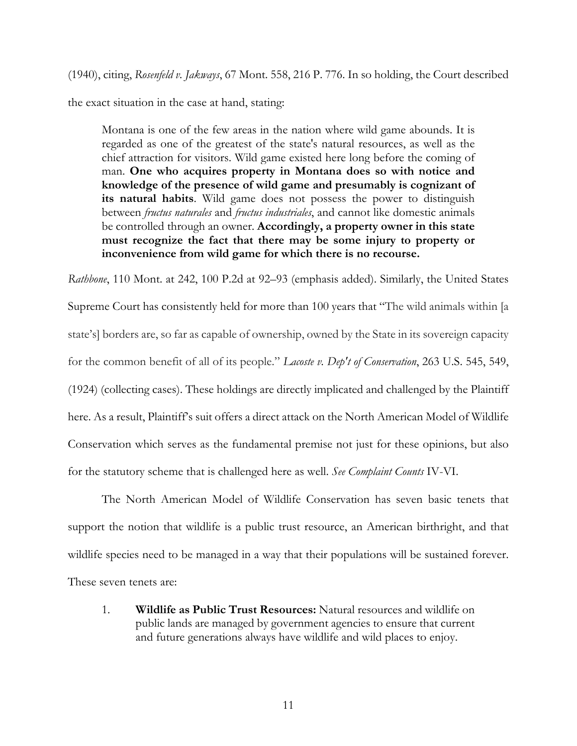(1940), citing, *Rosenfeld v. Jakways*, 67 Mont. 558, 216 P. 776. In so holding, the Court described the exact situation in the case at hand, stating:

> Montana is one of the few areas in the nation where wild game abounds. It is regarded as one of the greatest of the state's natural resources, as well as the chief attraction for visitors. Wild game existed here long before the coming of man. **One who acquires property in Montana does so with notice and knowledge of the presence of wild game and presumably is cognizant of its natural habits**. Wild game does not possess the power to distinguish between *fructus naturales* and *fructus industriales*, and cannot like domestic animals be controlled through an owner. **Accordingly, a property owner in this state must recognize the fact that there may be some injury to property or inconvenience from wild game for which there is no recourse.**

*Rathbone*, 110 Mont. at 242, 100 P.2d at 92–93 (emphasis added). Similarly, the United States Supreme Court has consistently held for more than 100 years that "The wild animals within [a state's] borders are, so far as capable of ownership, owned by the State in its sovereign capacity for the common benefit of all of its people." *Lacoste v. Dep't of Conservation*, 263 U.S. 545, 549, (1924) (collecting cases). These holdings are directly implicated and challenged by the Plaintiff here. As a result, Plaintiff's suit offers a direct attack on the North American Model of Wildlife Conservation which serves as the fundamental premise not just for these opinions, but also for the statutory scheme that is challenged here as well. *See Complaint Counts* IV-VI.

The North American Model of Wildlife Conservation has seven basic tenets that support the notion that wildlife is a public trust resource, an American birthright, and that wildlife species need to be managed in a way that their populations will be sustained forever. These seven tenets are:

1. **Wildlife as Public Trust Resources:** Natural resources and wildlife on public lands are managed by government agencies to ensure that current and future generations always have wildlife and wild places to enjoy.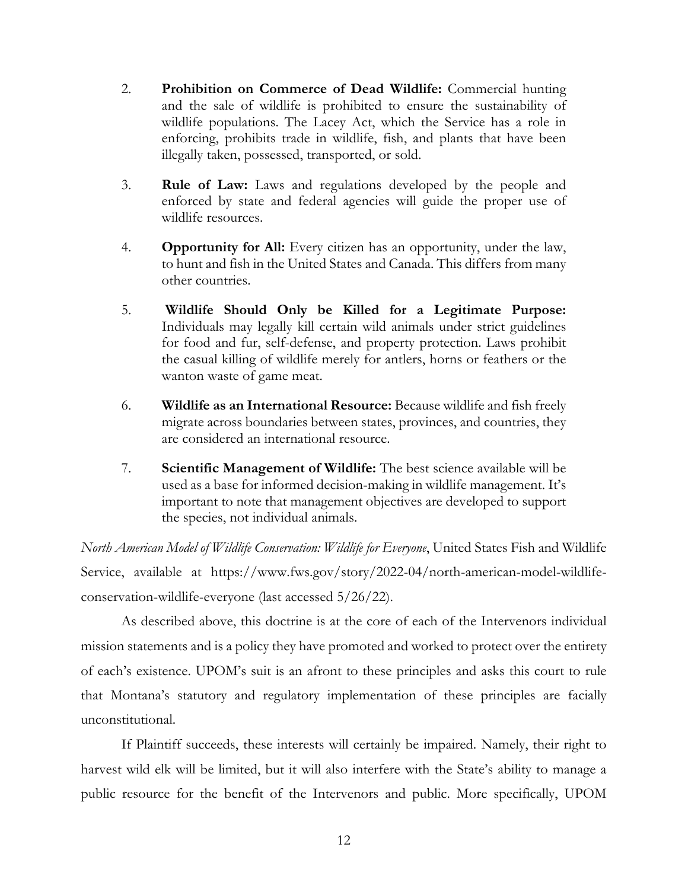2. **Prohibition on Commerce of Dead Wildlife:** Commercial hunting and the sale of wildlife is prohibited to ensure the sustainability of wildlife populations. The Lacey Act, which the Service has a role in enforcing, prohibits trade in wildlife, fish, and plants that have been illegally taken, possessed, transported, or sold.

3. **Rule of Law:** Laws and regulations developed by the people and enforced by state and federal agencies will guide the proper use of wildlife resources.

4. **Opportunity for All:** Every citizen has an opportunity, under the law, to hunt and fish in the United States and Canada. This differs from many other countries.

5. **Wildlife Should Only be Killed for a Legitimate Purpose:** Individuals may legally kill certain wild animals under strict guidelines for food and fur, self-defense, and property protection. Laws prohibit the casual killing of wildlife merely for antlers, horns or feathers or the wanton waste of game meat.

6. **Wildlife as an International Resource:** Because wildlife and fish freely migrate across boundaries between states, provinces, and countries, they are considered an international resource.

7. **Scientific Management of Wildlife:** The best science available will be used as a base for informed decision-making in wildlife management. It's important to note that management objectives are developed to support the species, not individual animals.

*North American Model of Wildlife Conservation: Wildlife for Everyone*, United States Fish and Wildlife Service, available at https://www.fws.gov/story/2022-04/north-american-model-wildlife-conservation-wildlife-everyone (last accessed 5/26/22).

As described above, this doctrine is at the core of each of the Intervenors individual mission statements and is a policy they have promoted and worked to protect over the entirety of each's existence. UPOM's suit is an afront to these principles and asks this court to rule that Montana's statutory and regulatory implementation of these principles are facially unconstitutional.

If Plaintiff succeeds, these interests will certainly be impaired. Namely, their right to harvest wild elk will be limited, but it will also interfere with the State's ability to manage a public resource for the benefit of the Intervenors and public. More specifically, UPOM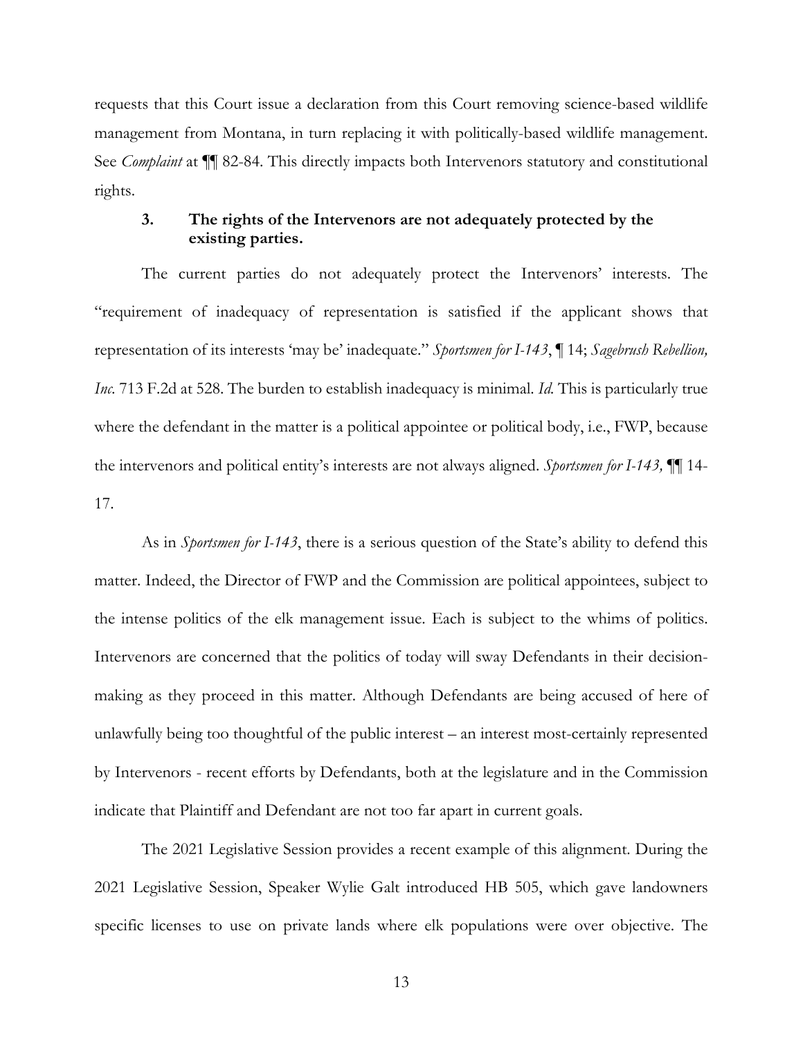requests that this Court issue a declaration from this Court removing science-based wildlife management from Montana, in turn replacing it with politically-based wildlife management. See *Complaint* at ¶¶ 82-84. This directly impacts both Intervenors statutory and constitutional rights.

### 3. The rights of the Intervenors are not adequately protected by the existing parties.

The current parties do not adequately protect the Intervenors' interests. The "requirement of inadequacy of representation is satisfied if the applicant shows that representation of its interests 'may be' inadequate." *Sportsmen for I-143*, ¶ 14; *Sagebrush Rebellion, Inc.* 713 F.2d at 528. The burden to establish inadequacy is minimal. *Id.* This is particularly true where the defendant in the matter is a political appointee or political body, i.e., FWP, because the intervenors and political entity's interests are not always aligned. *Sportsmen for I-143,* ¶¶ 14-17.

As in *Sportsmen for I-143*, there is a serious question of the State's ability to defend this matter. Indeed, the Director of FWP and the Commission are political appointees, subject to the intense politics of the elk management issue. Each is subject to the whims of politics. Intervenors are concerned that the politics of today will sway Defendants in their decision-making as they proceed in this matter. Although Defendants are being accused of here of unlawfully being too thoughtful of the public interest – an interest most-certainly represented by Intervenors - recent efforts by Defendants, both at the legislature and in the Commission indicate that Plaintiff and Defendant are not too far apart in current goals.

The 2021 Legislative Session provides a recent example of this alignment. During the 2021 Legislative Session, Speaker Wylie Galt introduced HB 505, which gave landowners specific licenses to use on private lands where elk populations were over objective. The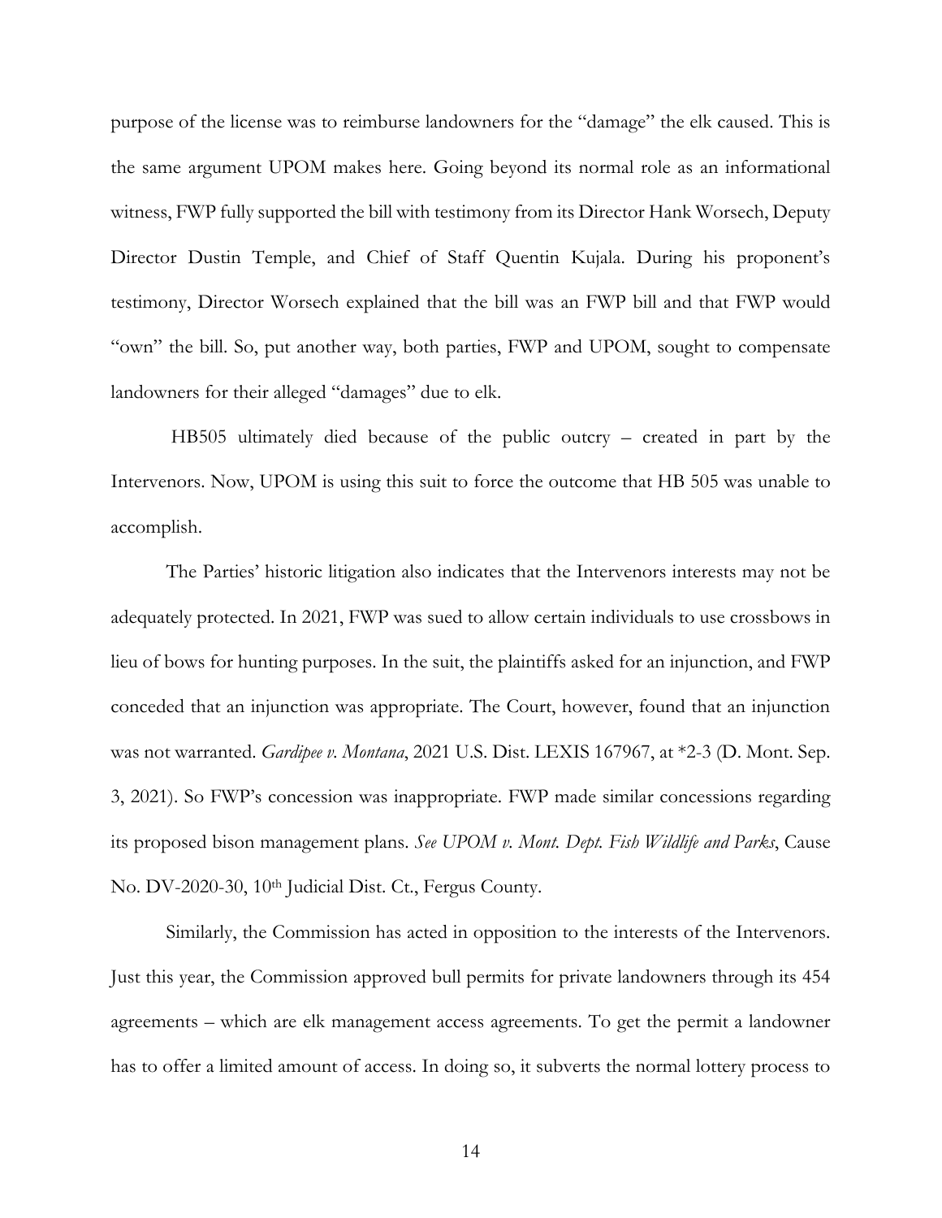purpose of the license was to reimburse landowners for the "damage" the elk caused. This is the same argument UPOM makes here. Going beyond its normal role as an informational witness, FWP fully supported the bill with testimony from its Director Hank Worsech, Deputy Director Dustin Temple, and Chief of Staff Quentin Kujala. During his proponent's testimony, Director Worsech explained that the bill was an FWP bill and that FWP would "own" the bill. So, put another way, both parties, FWP and UPOM, sought to compensate landowners for their alleged "damages" due to elk.

HB505 ultimately died because of the public outcry – created in part by the Intervenors. Now, UPOM is using this suit to force the outcome that HB 505 was unable to accomplish.

The Parties' historic litigation also indicates that the Intervenors interests may not be adequately protected. In 2021, FWP was sued to allow certain individuals to use crossbows in lieu of bows for hunting purposes. In the suit, the plaintiffs asked for an injunction, and FWP conceded that an injunction was appropriate. The Court, however, found that an injunction was not warranted. *Gardipee v. Montana*, 2021 U.S. Dist. LEXIS 167967, at *2-3 (D. Mont. Sep. 3, 2021). So FWP's concession was inappropriate. FWP made similar concessions regarding its proposed bison management plans. *See UPOM v. Mont. Dept. Fish Wildlife and Parks*, Cause No. DV-2020-30, 10th Judicial Dist. Ct., Fergus County.

Similarly, the Commission has acted in opposition to the interests of the Intervenors. Just this year, the Commission approved bull permits for private landowners through its 454 agreements – which are elk management access agreements. To get the permit a landowner has to offer a limited amount of access. In doing so, it subverts the normal lottery process to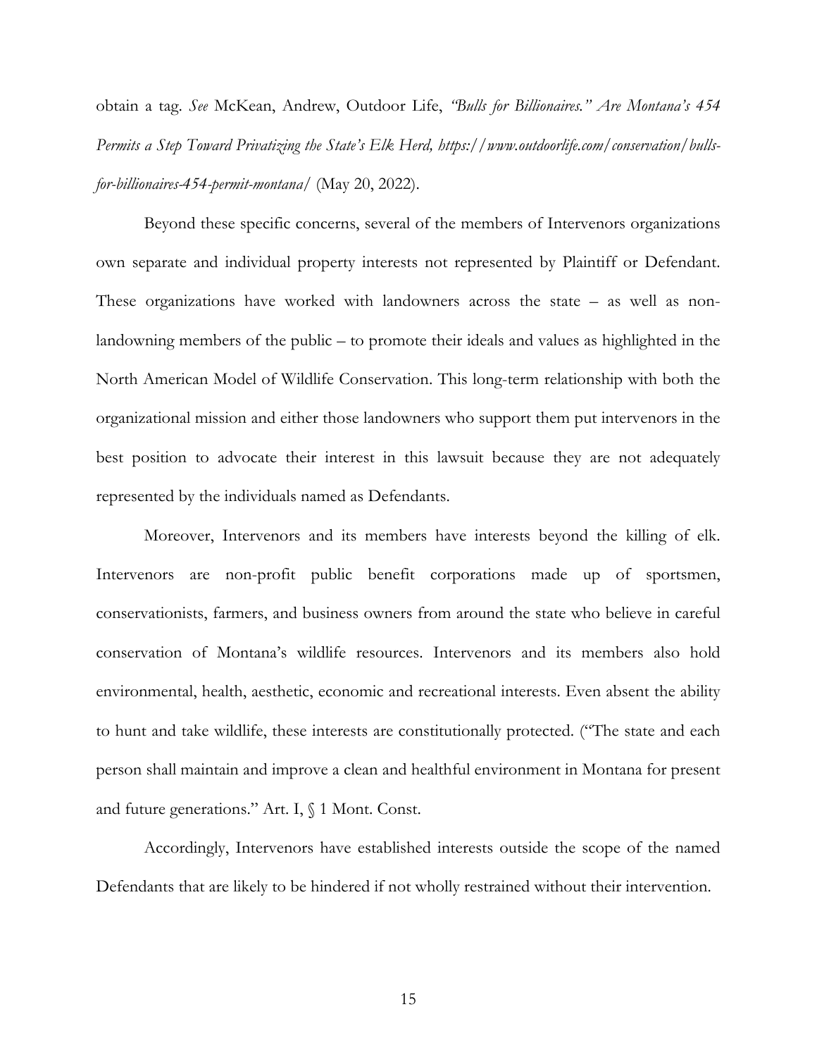obtain a tag. *See* McKean, Andrew, Outdoor Life, *"Bulls for Billionaires." Are Montana's 454 Permits a Step Toward Privatizing the State's Elk Herd, https://www.outdoorlife.com/conservation/bulls-for-billionaires-454-permit-montana/* (May 20, 2022).

Beyond these specific concerns, several of the members of Intervenors organizations own separate and individual property interests not represented by Plaintiff or Defendant. These organizations have worked with landowners across the state – as well as non-landowning members of the public – to promote their ideals and values as highlighted in the North American Model of Wildlife Conservation. This long-term relationship with both the organizational mission and either those landowners who support them put intervenors in the best position to advocate their interest in this lawsuit because they are not adequately represented by the individuals named as Defendants.

Moreover, Intervenors and its members have interests beyond the killing of elk. Intervenors are non-profit public benefit corporations made up of sportsmen, conservationists, farmers, and business owners from around the state who believe in careful conservation of Montana's wildlife resources. Intervenors and its members also hold environmental, health, aesthetic, economic and recreational interests. Even absent the ability to hunt and take wildlife, these interests are constitutionally protected. ("The state and each person shall maintain and improve a clean and healthful environment in Montana for present and future generations." Art. I, § 1 Mont. Const.

Accordingly, Intervenors have established interests outside the scope of the named Defendants that are likely to be hindered if not wholly restrained without their intervention.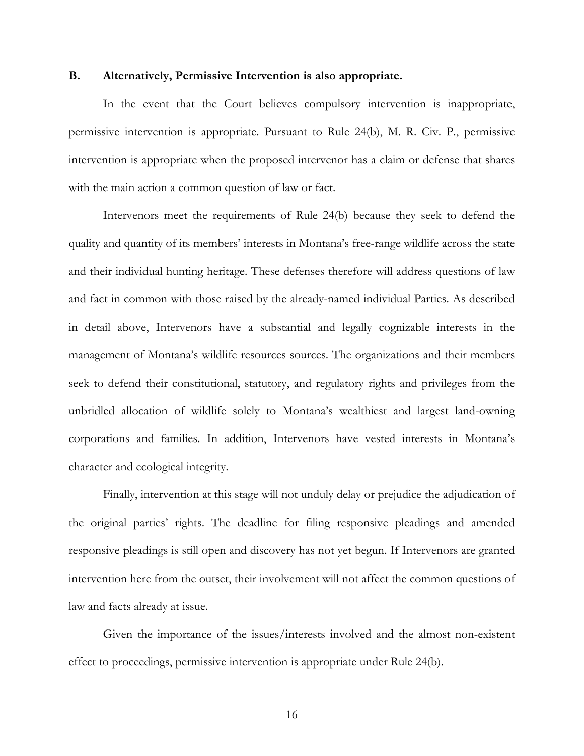### B. Alternatively, Permissive Intervention is also appropriate.

In the event that the Court believes compulsory intervention is inappropriate, permissive intervention is appropriate. Pursuant to Rule 24(b), M. R. Civ. P., permissive intervention is appropriate when the proposed intervenor has a claim or defense that shares with the main action a common question of law or fact.

Intervenors meet the requirements of Rule 24(b) because they seek to defend the quality and quantity of its members' interests in Montana's free-range wildlife across the state and their individual hunting heritage. These defenses therefore will address questions of law and fact in common with those raised by the already-named individual Parties. As described in detail above, Intervenors have a substantial and legally cognizable interests in the management of Montana's wildlife resources sources. The organizations and their members seek to defend their constitutional, statutory, and regulatory rights and privileges from the unbridled allocation of wildlife solely to Montana's wealthiest and largest land-owning corporations and families. In addition, Intervenors have vested interests in Montana's character and ecological integrity.

Finally, intervention at this stage will not unduly delay or prejudice the adjudication of the original parties' rights. The deadline for filing responsive pleadings and amended responsive pleadings is still open and discovery has not yet begun. If Intervenors are granted intervention here from the outset, their involvement will not affect the common questions of law and facts already at issue.

Given the importance of the issues/interests involved and the almost non-existent effect to proceedings, permissive intervention is appropriate under Rule 24(b).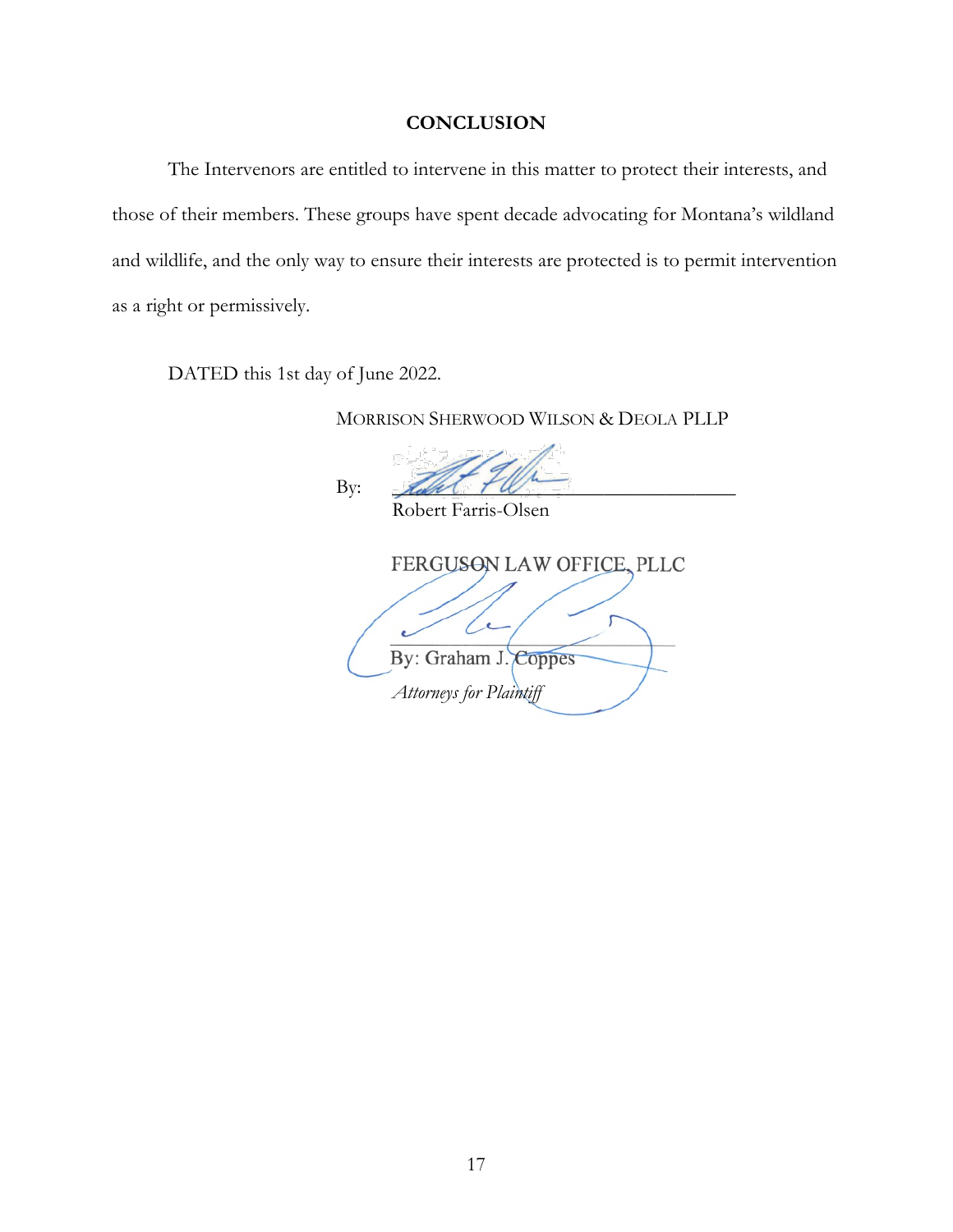## CONCLUSION

The Intervenors are entitled to intervene in this matter to protect their interests, and those of their members. These groups have spent decade advocating for Montana's wildland and wildlife, and the only way to ensure their interests are protected is to permit intervention as a right or permissively.

DATED this 1st day of June 2022.

MORRISON SHERWOOD WILSON & DEOLA PLLP

By: ______________________________
Robert Farris-Olsen

FERGUSON LAW OFFICE, PLLC

______________________________
By: Graham J. Coppes
*Attorneys for Plaintiff*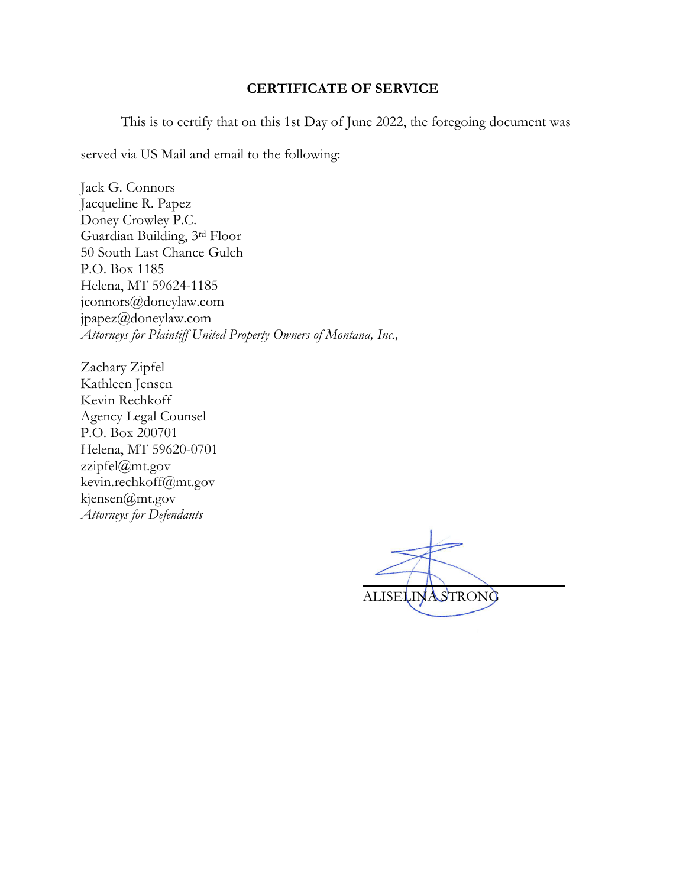## CERTIFICATE OF SERVICE

This is to certify that on this 1st Day of June 2022, the foregoing document was served via US Mail and email to the following:

Jack G. Connors  
Jacqueline R. Papez  
Doney Crowley P.C.  
Guardian Building, 3rd Floor  
50 South Last Chance Gulch  
P.O. Box 1185  
Helena, MT 59624-1185  
jconnors@doneylaw.com  
jpapez@doneylaw.com  
*Attorneys for Plaintiff United Property Owners of Montana, Inc.,*

Zachary Zipfel  
Kathleen Jensen  
Kevin Rechkoff  
Agency Legal Counsel  
P.O. Box 200701  
Helena, MT 59620-0701  
zzipfel@mt.gov  
kevin.rechkoff@mt.gov  
kjensen@mt.gov  
*Attorneys for Defendants*

\_\_\_\_\_\_\_\_\_\_\_\_\_\_\_\_\_\_\_\_\_\_\_\_\_\_\_\_  
ALISELINA STRONG